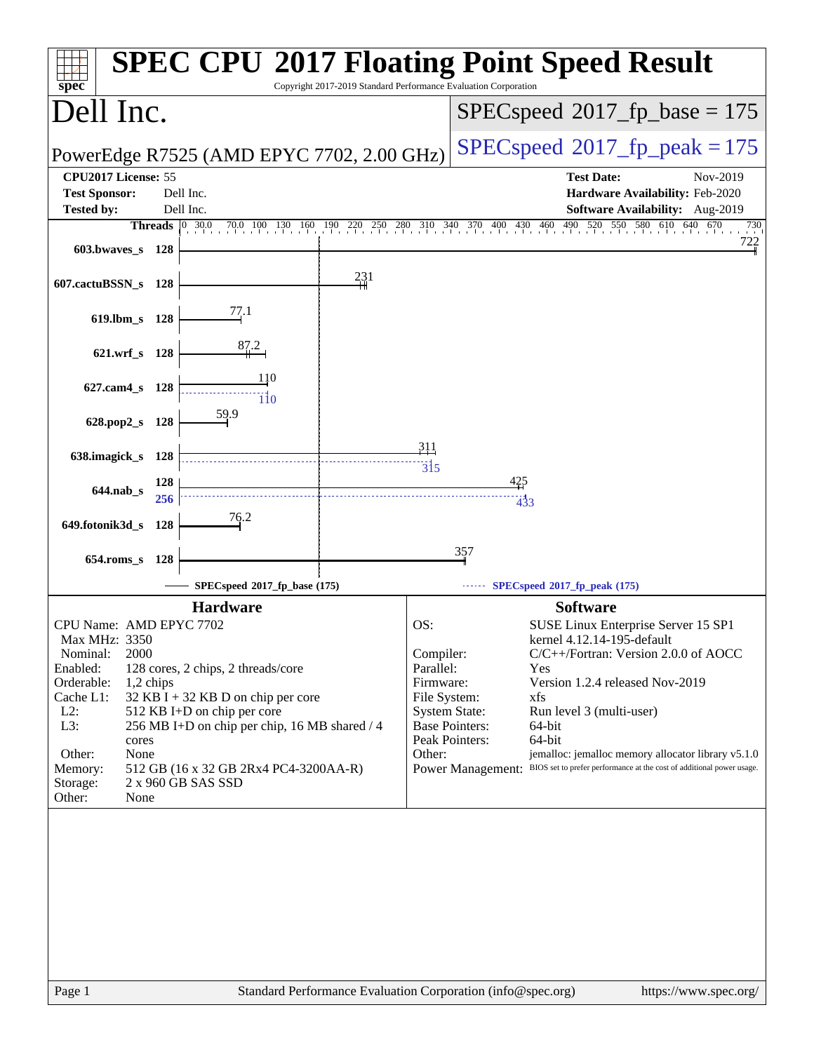# SPEC CPU 2017 Floating Point Speed Result

Copyright 2017-2019 Standard Performance Evaluation Corporation

## Dell Inc.

**PowerEdge R7525 (AMD EPYC 7702, 2.00 GHz)**

SPECspeed 2017_fp_base = 175

SPECspeed 2017_fp_peak = 175

| | | | |
|---|---|---|---|
| **CPU2017 License:** | 55 | **Test Date:** | Nov-2019 |
| **Test Sponsor:** | Dell Inc. | **Hardware Availability:** | Feb-2020 |
| **Tested by:** | Dell Inc. | **Software Availability:** | Aug-2019 |

| Benchmark | Threads | Base | Peak |
|---|---|---|---|
| 603.bwaves_s | 128 | 722 | |
| 607.cactuBSSN_s | 128 | 231 | |
| 619.lbm_s | 128 | 77.1 | |
| 621.wrf_s | 128 | 87.2 | |
| 627.cam4_s | 128 | 110 | 110 |
| 628.pop2_s | 128 | 59.9 | |
| 638.imagick_s | 128 | 311 | 315 |
| 644.nab_s | 128 (base) / 256 (peak) | 425 | 433 |
| 649.fotonik3d_s | 128 | 76.2 | |
| 654.roms_s | 128 | 357 | |

SPECspeed 2017_fp_base (175) — SPECspeed 2017_fp_peak (175)

## Hardware

| | |
|---|---|
| CPU Name: | AMD EPYC 7702 |
| Max MHz: | 3350 |
| Nominal: | 2000 |
| Enabled: | 128 cores, 2 chips, 2 threads/core |
| Orderable: | 1,2 chips |
| Cache L1: | 32 KB I + 32 KB D on chip per core |
| L2: | 512 KB I+D on chip per core |
| L3: | 256 MB I+D on chip per chip, 16 MB shared / 4 cores |
| Other: | None |
| Memory: | 512 GB (16 x 32 GB 2Rx4 PC4-3200AA-R) |
| Storage: | 2 x 960 GB SAS SSD |
| Other: | None |

## Software

| | |
|---|---|
| OS: | SUSE Linux Enterprise Server 15 SP1 kernel 4.12.14-195-default |
| Compiler: | C/C++/Fortran: Version 2.0.0 of AOCC |
| Parallel: | Yes |
| Firmware: | Version 1.2.4 released Nov-2019 |
| File System: | xfs |
| System State: | Run level 3 (multi-user) |
| Base Pointers: | 64-bit |
| Peak Pointers: | 64-bit |
| Other: | jemalloc: jemalloc memory allocator library v5.1.0 |
| Power Management: | BIOS set to prefer performance at the cost of additional power usage. |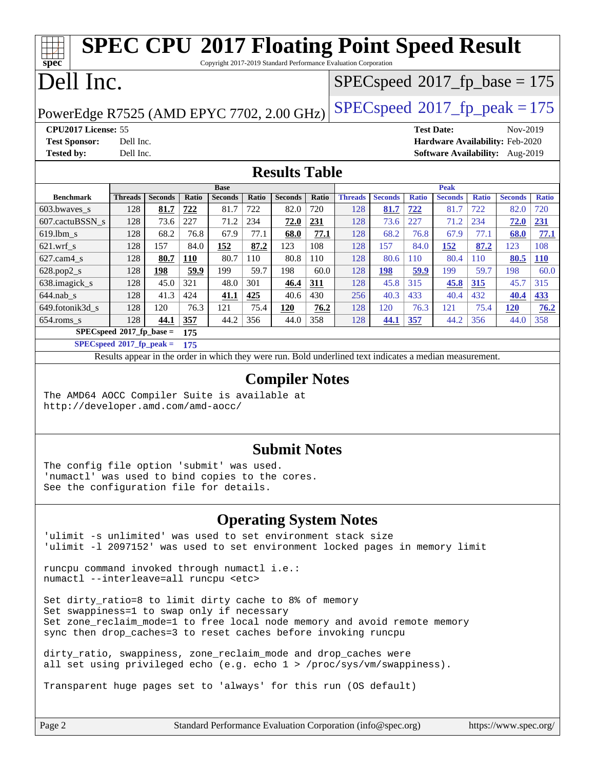# SPEC CPU 2017 Floating Point Speed Result

Copyright 2017-2019 Standard Performance Evaluation Corporation

# Dell Inc.

PowerEdge R7525 (AMD EPYC 7702, 2.00 GHz)

SPECspeed 2017_fp_base = 175

SPECspeed 2017_fp_peak = 175

**CPU2017 License:** 55
**Test Sponsor:** Dell Inc.
**Tested by:** Dell Inc.

**Test Date:** Nov-2019
**Hardware Availability:** Feb-2020
**Software Availability:** Aug-2019

## Results Table

| Benchmark | Base | | | | | | | Peak | | | | | | |
|---|---|---|---|---|---|---|---|---|---|---|---|---|---|---|
| | Threads | Seconds | Ratio | Seconds | Ratio | Seconds | Ratio | Threads | Seconds | Ratio | Seconds | Ratio | Seconds | Ratio |
| 603.bwaves_s | 128 | **81.7** | **722** | 81.7 | 722 | 82.0 | 720 | 128 | **81.7** | **722** | 81.7 | 722 | 82.0 | 720 |
| 607.cactuBSSN_s | 128 | 73.6 | 227 | 71.2 | 234 | **72.0** | **231** | 128 | 73.6 | 227 | 71.2 | 234 | **72.0** | **231** |
| 619.lbm_s | 128 | 68.2 | 76.8 | 67.9 | 77.1 | **68.0** | **77.1** | 128 | 68.2 | 76.8 | 67.9 | 77.1 | **68.0** | **77.1** |
| 621.wrf_s | 128 | 157 | 84.0 | **152** | **87.2** | 123 | 108 | 128 | 157 | 84.0 | **152** | **87.2** | 123 | 108 |
| 627.cam4_s | 128 | **80.7** | **110** | 80.7 | 110 | 80.8 | 110 | 128 | 80.6 | 110 | 80.4 | 110 | **80.5** | **110** |
| 628.pop2_s | 128 | **198** | **59.9** | 199 | 59.7 | 198 | 60.0 | 128 | **198** | **59.9** | 199 | 59.7 | 198 | 60.0 |
| 638.imagick_s | 128 | 45.0 | 321 | 48.0 | 301 | **46.4** | **311** | 128 | 45.8 | 315 | **45.8** | **315** | 45.7 | 315 |
| 644.nab_s | 128 | 41.3 | 424 | **41.1** | **425** | 40.6 | 430 | 256 | 40.3 | 433 | 40.4 | 432 | **40.4** | **433** |
| 649.fotonik3d_s | 128 | 120 | 76.3 | 121 | 75.4 | **120** | **76.2** | 128 | 120 | 76.3 | 121 | 75.4 | **120** | **76.2** |
| 654.roms_s | 128 | **44.1** | **357** | 44.2 | 356 | 44.0 | 358 | 128 | **44.1** | **357** | 44.2 | 356 | 44.0 | 358 |

**SPECspeed 2017_fp_base = 175**

**SPECspeed 2017_fp_peak = 175**

Results appear in the order in which they were run. Bold underlined text indicates a median measurement.

## Compiler Notes

```
The AMD64 AOCC Compiler Suite is available at
http://developer.amd.com/amd-aocc/
```

## Submit Notes

```
The config file option 'submit' was used.
'numactl' was used to bind copies to the cores.
See the configuration file for details.
```

## Operating System Notes

```
'ulimit -s unlimited' was used to set environment stack size
'ulimit -l 2097152' was used to set environment locked pages in memory limit

runcpu command invoked through numactl i.e.:
numactl --interleave=all runcpu <etc>

Set dirty_ratio=8 to limit dirty cache to 8% of memory
Set swappiness=1 to swap only if necessary
Set zone_reclaim_mode=1 to free local node memory and avoid remote memory
sync then drop_caches=3 to reset caches before invoking runcpu

dirty_ratio, swappiness, zone_reclaim_mode and drop_caches were
all set using privileged echo (e.g. echo 1 > /proc/sys/vm/swappiness).

Transparent huge pages set to 'always' for this run (OS default)
```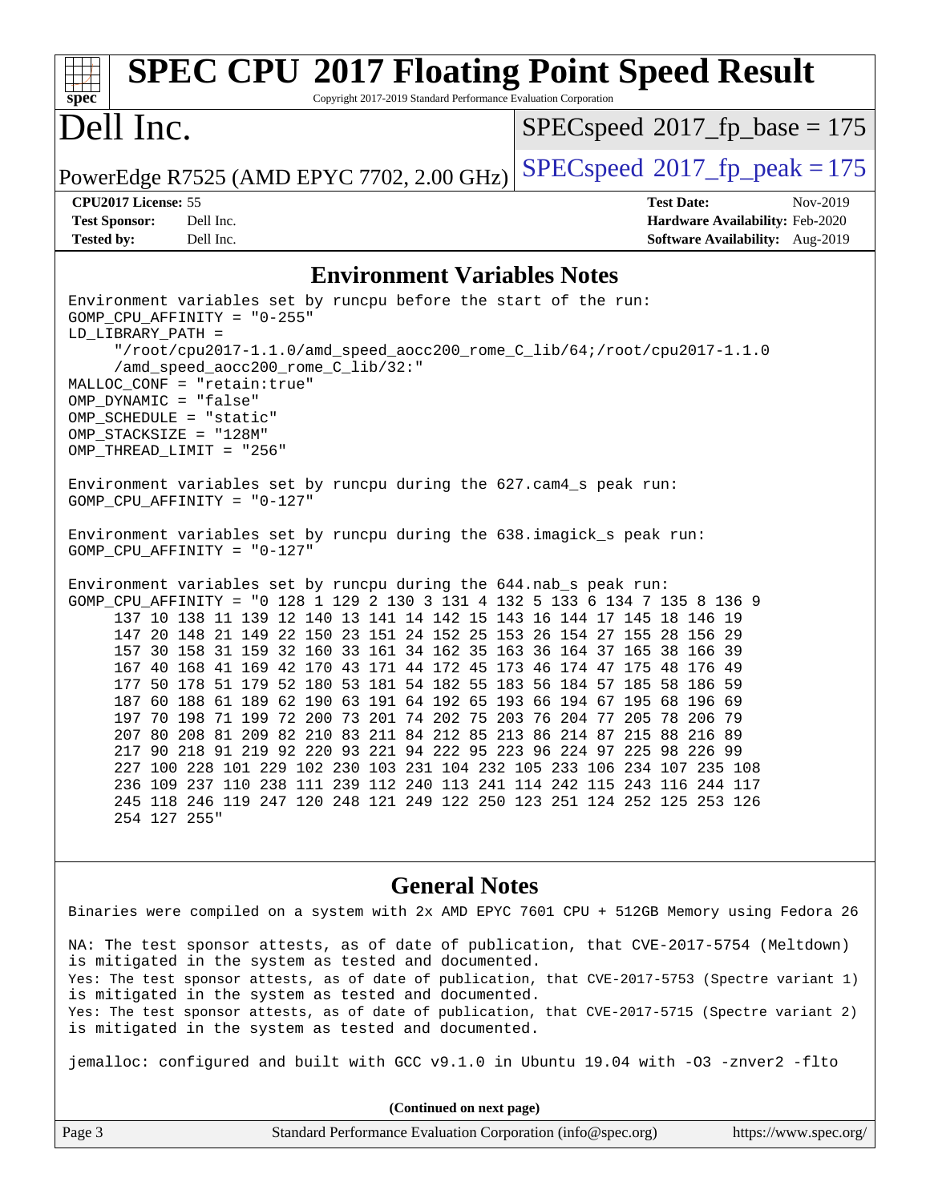## Environment Variables Notes

```
Environment variables set by runcpu before the start of the run:
GOMP_CPU_AFFINITY = "0-255"
LD_LIBRARY_PATH =
     "/root/cpu2017-1.1.0/amd_speed_aocc200_rome_C_lib/64;/root/cpu2017-1.1.0
     /amd_speed_aocc200_rome_C_lib/32:"
MALLOC_CONF = "retain:true"
OMP_DYNAMIC = "false"
OMP_SCHEDULE = "static"
OMP_STACKSIZE = "128M"
OMP_THREAD_LIMIT = "256"

Environment variables set by runcpu during the 627.cam4_s peak run:
GOMP_CPU_AFFINITY = "0-127"

Environment variables set by runcpu during the 638.imagick_s peak run:
GOMP_CPU_AFFINITY = "0-127"

Environment variables set by runcpu during the 644.nab_s peak run:
GOMP_CPU_AFFINITY = "0 128 1 129 2 130 3 131 4 132 5 133 6 134 7 135 8 136 9
     137 10 138 11 139 12 140 13 141 14 142 15 143 16 144 17 145 18 146 19
     147 20 148 21 149 22 150 23 151 24 152 25 153 26 154 27 155 28 156 29
     157 30 158 31 159 32 160 33 161 34 162 35 163 36 164 37 165 38 166 39
     167 40 168 41 169 42 170 43 171 44 172 45 173 46 174 47 175 48 176 49
     177 50 178 51 179 52 180 53 181 54 182 55 183 56 184 57 185 58 186 59
     187 60 188 61 189 62 190 63 191 64 192 65 193 66 194 67 195 68 196 69
     197 70 198 71 199 72 200 73 201 74 202 75 203 76 204 77 205 78 206 79
     207 80 208 81 209 82 210 83 211 84 212 85 213 86 214 87 215 88 216 89
     217 90 218 91 219 92 220 93 221 94 222 95 223 96 224 97 225 98 226 99
     227 100 228 101 229 102 230 103 231 104 232 105 233 106 234 107 235 108
     236 109 237 110 238 111 239 112 240 113 241 114 242 115 243 116 244 117
     245 118 246 119 247 120 248 121 249 122 250 123 251 124 252 125 253 126
     254 127 255"
```

## General Notes

```
Binaries were compiled on a system with 2x AMD EPYC 7601 CPU + 512GB Memory using Fedora 26

NA: The test sponsor attests, as of date of publication, that CVE-2017-5754 (Meltdown)
is mitigated in the system as tested and documented.
Yes: The test sponsor attests, as of date of publication, that CVE-2017-5753 (Spectre variant 1)
is mitigated in the system as tested and documented.
Yes: The test sponsor attests, as of date of publication, that CVE-2017-5715 (Spectre variant 2)
is mitigated in the system as tested and documented.

jemalloc: configured and built with GCC v9.1.0 in Ubuntu 19.04 with -O3 -znver2 -flto
```

**(Continued on next page)**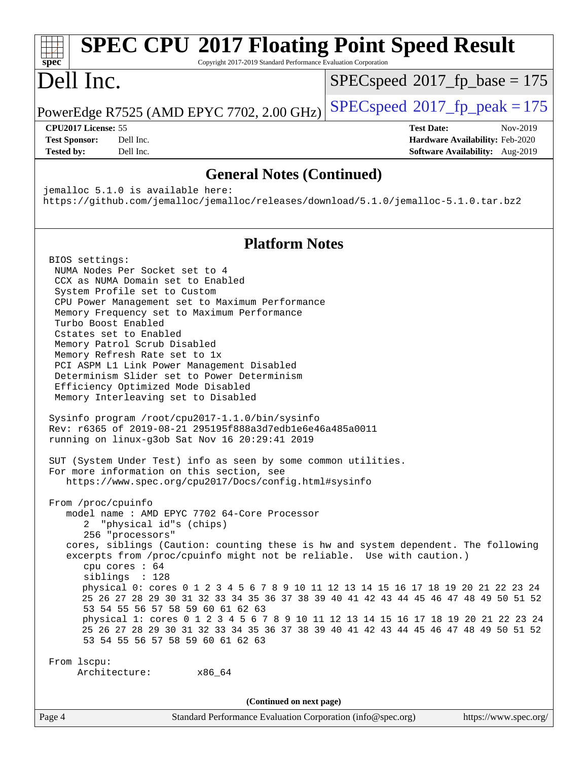## General Notes (Continued)

```
jemalloc 5.1.0 is available here:
https://github.com/jemalloc/jemalloc/releases/download/5.1.0/jemalloc-5.1.0.tar.bz2
```

## Platform Notes

```
BIOS settings:
 NUMA Nodes Per Socket set to 4
 CCX as NUMA Domain set to Enabled
 System Profile set to Custom
 CPU Power Management set to Maximum Performance
 Memory Frequency set to Maximum Performance
 Turbo Boost Enabled
 Cstates set to Enabled
 Memory Patrol Scrub Disabled
 Memory Refresh Rate set to 1x
 PCI ASPM L1 Link Power Management Disabled
 Determinism Slider set to Power Determinism
 Efficiency Optimized Mode Disabled
 Memory Interleaving set to Disabled

Sysinfo program /root/cpu2017-1.1.0/bin/sysinfo
Rev: r6365 of 2019-08-21 295195f888a3d7edb1e6e46a485a0011
running on linux-g3ob Sat Nov 16 20:29:41 2019

SUT (System Under Test) info as seen by some common utilities.
For more information on this section, see
   https://www.spec.org/cpu2017/Docs/config.html#sysinfo

From /proc/cpuinfo
   model name : AMD EPYC 7702 64-Core Processor
      2  "physical id"s (chips)
      256 "processors"
   cores, siblings (Caution: counting these is hw and system dependent. The following
   excerpts from /proc/cpuinfo might not be reliable.  Use with caution.)
      cpu cores : 64
      siblings  : 128
      physical 0: cores 0 1 2 3 4 5 6 7 8 9 10 11 12 13 14 15 16 17 18 19 20 21 22 23 24
       25 26 27 28 29 30 31 32 33 34 35 36 37 38 39 40 41 42 43 44 45 46 47 48 49 50 51 52
      53 54 55 56 57 58 59 60 61 62 63
      physical 1: cores 0 1 2 3 4 5 6 7 8 9 10 11 12 13 14 15 16 17 18 19 20 21 22 23 24
      25 26 27 28 29 30 31 32 33 34 35 36 37 38 39 40 41 42 43 44 45 46 47 48 49 50 51 52
      53 54 55 56 57 58 59 60 61 62 63

From lscpu:
     Architecture:        x86_64
```

(Continued on next page)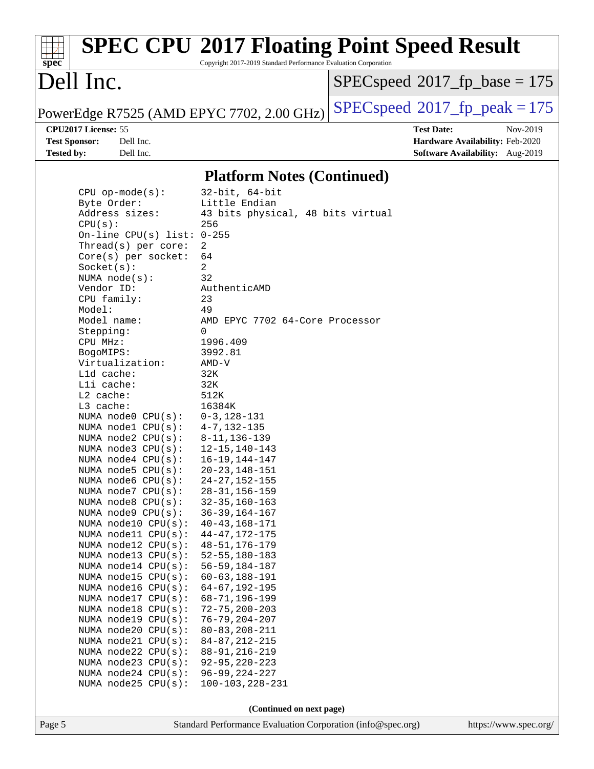## Platform Notes (Continued)

```
CPU op-mode(s):        32-bit, 64-bit
Byte Order:            Little Endian
Address sizes:         43 bits physical, 48 bits virtual
CPU(s):                256
On-line CPU(s) list:   0-255
Thread(s) per core:    2
Core(s) per socket:    64
Socket(s):             2
NUMA node(s):          32
Vendor ID:             AuthenticAMD
CPU family:            23
Model:                 49
Model name:            AMD EPYC 7702 64-Core Processor
Stepping:              0
CPU MHz:               1996.409
BogoMIPS:              3992.81
Virtualization:        AMD-V
L1d cache:             32K
L1i cache:             32K
L2 cache:              512K
L3 cache:              16384K
NUMA node0 CPU(s):     0-3,128-131
NUMA node1 CPU(s):     4-7,132-135
NUMA node2 CPU(s):     8-11,136-139
NUMA node3 CPU(s):     12-15,140-143
NUMA node4 CPU(s):     16-19,144-147
NUMA node5 CPU(s):     20-23,148-151
NUMA node6 CPU(s):     24-27,152-155
NUMA node7 CPU(s):     28-31,156-159
NUMA node8 CPU(s):     32-35,160-163
NUMA node9 CPU(s):     36-39,164-167
NUMA node10 CPU(s):    40-43,168-171
NUMA node11 CPU(s):    44-47,172-175
NUMA node12 CPU(s):    48-51,176-179
NUMA node13 CPU(s):    52-55,180-183
NUMA node14 CPU(s):    56-59,184-187
NUMA node15 CPU(s):    60-63,188-191
NUMA node16 CPU(s):    64-67,192-195
NUMA node17 CPU(s):    68-71,196-199
NUMA node18 CPU(s):    72-75,200-203
NUMA node19 CPU(s):    76-79,204-207
NUMA node20 CPU(s):    80-83,208-211
NUMA node21 CPU(s):    84-87,212-215
NUMA node22 CPU(s):    88-91,216-219
NUMA node23 CPU(s):    92-95,220-223
NUMA node24 CPU(s):    96-99,224-227
NUMA node25 CPU(s):    100-103,228-231
```

**(Continued on next page)**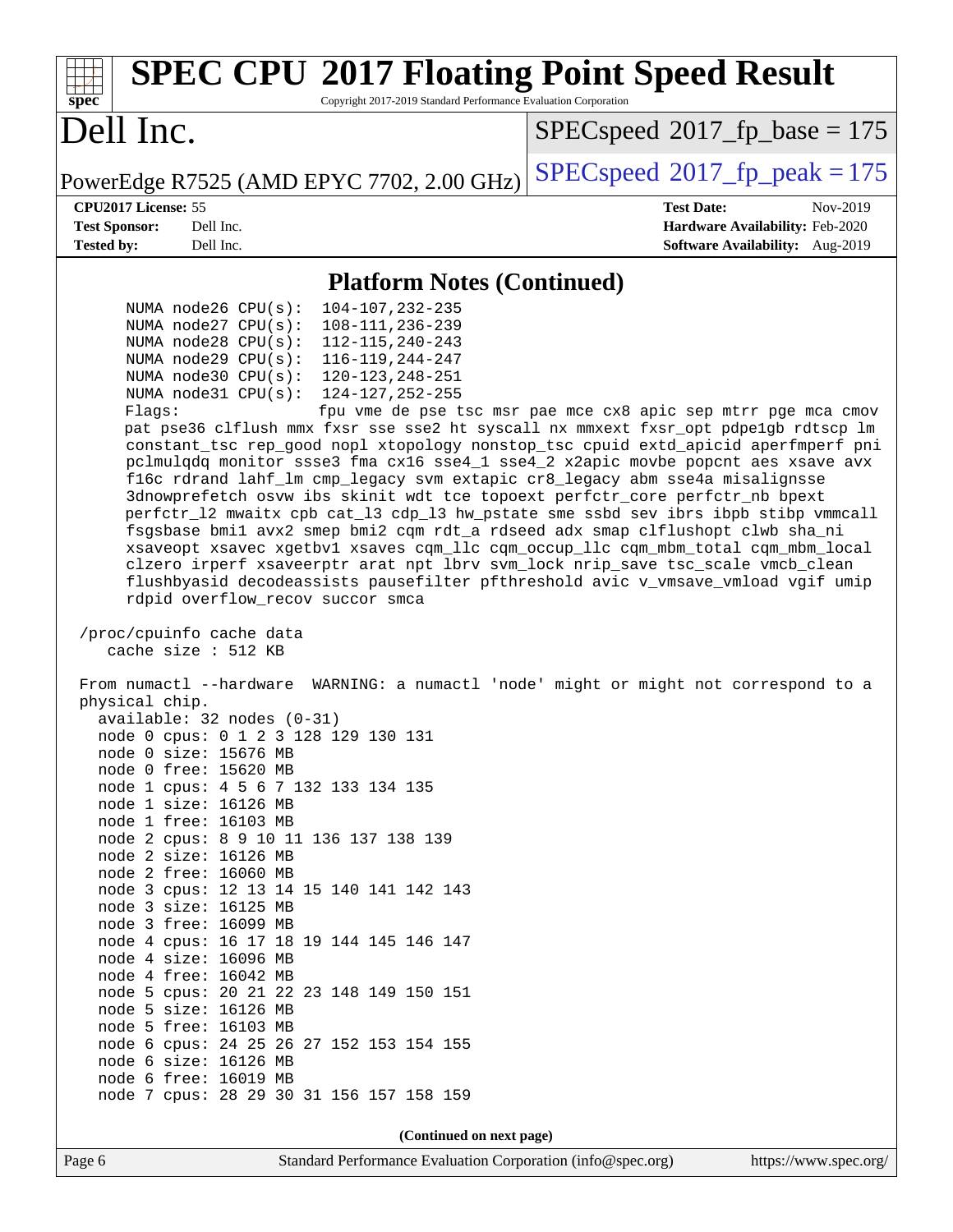## Platform Notes (Continued)

```
      NUMA node26 CPU(s):   104-107,232-235
      NUMA node27 CPU(s):   108-111,236-239
      NUMA node28 CPU(s):   112-115,240-243
      NUMA node29 CPU(s):   116-119,244-247
      NUMA node30 CPU(s):   120-123,248-251
      NUMA node31 CPU(s):   124-127,252-255
      Flags:                fpu vme de pse tsc msr pae mce cx8 apic sep mtrr pge mca cmov
      pat pse36 clflush mmx fxsr sse sse2 ht syscall nx mmxext fxsr_opt pdpe1gb rdtscp lm
      constant_tsc rep_good nopl xtopology nonstop_tsc cpuid extd_apicid aperfmperf pni
      pclmulqdq monitor ssse3 fma cx16 sse4_1 sse4_2 x2apic movbe popcnt aes xsave avx
      f16c rdrand lahf_lm cmp_legacy svm extapic cr8_legacy abm sse4a misalignsse
      3dnowprefetch osvw ibs skinit wdt tce topoext perfctr_core perfctr_nb bpext
      perfctr_l2 mwaitx cpb cat_l3 cdp_l3 hw_pstate sme ssbd sev ibrs ibpb stibp vmmcall
      fsgsbase bmi1 avx2 smep bmi2 cqm rdt_a rdseed adx smap clflushopt clwb sha_ni
      xsaveopt xsavec xgetbv1 xsaves cqm_llc cqm_occup_llc cqm_mbm_total cqm_mbm_local
      clzero irperf xsaveerptr arat npt lbrv svm_lock nrip_save tsc_scale vmcb_clean
      flushbyasid decodeassists pausefilter pfthreshold avic v_vmsave_vmload vgif umip
      rdpid overflow_recov succor smca

 /proc/cpuinfo cache data
    cache size : 512 KB

 From numactl --hardware  WARNING: a numactl 'node' might or might not correspond to a
 physical chip.
   available: 32 nodes (0-31)
   node 0 cpus: 0 1 2 3 128 129 130 131
   node 0 size: 15676 MB
   node 0 free: 15620 MB
   node 1 cpus: 4 5 6 7 132 133 134 135
   node 1 size: 16126 MB
   node 1 free: 16103 MB
   node 2 cpus: 8 9 10 11 136 137 138 139
   node 2 size: 16126 MB
   node 2 free: 16060 MB
   node 3 cpus: 12 13 14 15 140 141 142 143
   node 3 size: 16125 MB
   node 3 free: 16099 MB
   node 4 cpus: 16 17 18 19 144 145 146 147
   node 4 size: 16096 MB
   node 4 free: 16042 MB
   node 5 cpus: 20 21 22 23 148 149 150 151
   node 5 size: 16126 MB
   node 5 free: 16103 MB
   node 6 cpus: 24 25 26 27 152 153 154 155
   node 6 size: 16126 MB
   node 6 free: 16019 MB
   node 7 cpus: 28 29 30 31 156 157 158 159
```

(Continued on next page)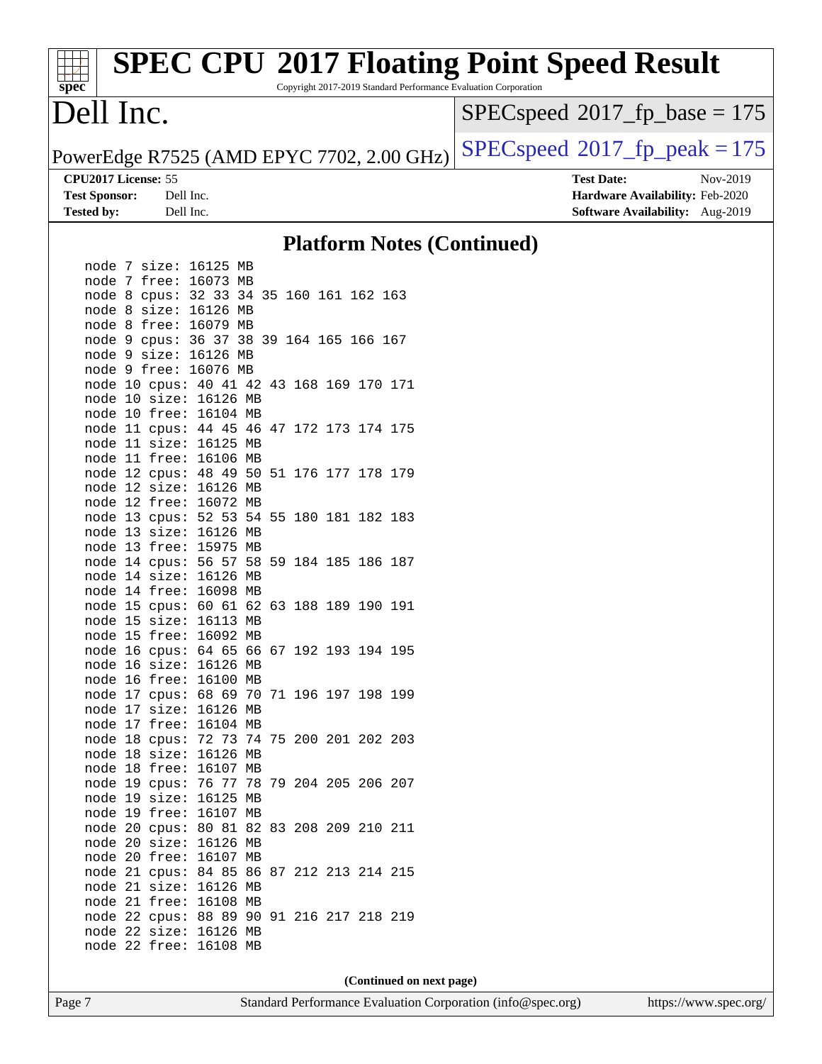## Platform Notes (Continued)

```
node 7 size: 16125 MB
node 7 free: 16073 MB
node 8 cpus: 32 33 34 35 160 161 162 163
node 8 size: 16126 MB
node 8 free: 16079 MB
node 9 cpus: 36 37 38 39 164 165 166 167
node 9 size: 16126 MB
node 9 free: 16076 MB
node 10 cpus: 40 41 42 43 168 169 170 171
node 10 size: 16126 MB
node 10 free: 16104 MB
node 11 cpus: 44 45 46 47 172 173 174 175
node 11 size: 16125 MB
node 11 free: 16106 MB
node 12 cpus: 48 49 50 51 176 177 178 179
node 12 size: 16126 MB
node 12 free: 16072 MB
node 13 cpus: 52 53 54 55 180 181 182 183
node 13 size: 16126 MB
node 13 free: 15975 MB
node 14 cpus: 56 57 58 59 184 185 186 187
node 14 size: 16126 MB
node 14 free: 16098 MB
node 15 cpus: 60 61 62 63 188 189 190 191
node 15 size: 16113 MB
node 15 free: 16092 MB
node 16 cpus: 64 65 66 67 192 193 194 195
node 16 size: 16126 MB
node 16 free: 16100 MB
node 17 cpus: 68 69 70 71 196 197 198 199
node 17 size: 16126 MB
node 17 free: 16104 MB
node 18 cpus: 72 73 74 75 200 201 202 203
node 18 size: 16126 MB
node 18 free: 16107 MB
node 19 cpus: 76 77 78 79 204 205 206 207
node 19 size: 16125 MB
node 19 free: 16107 MB
node 20 cpus: 80 81 82 83 208 209 210 211
node 20 size: 16126 MB
node 20 free: 16107 MB
node 21 cpus: 84 85 86 87 212 213 214 215
node 21 size: 16126 MB
node 21 free: 16108 MB
node 22 cpus: 88 89 90 91 216 217 218 219
node 22 size: 16126 MB
node 22 free: 16108 MB
```

**(Continued on next page)**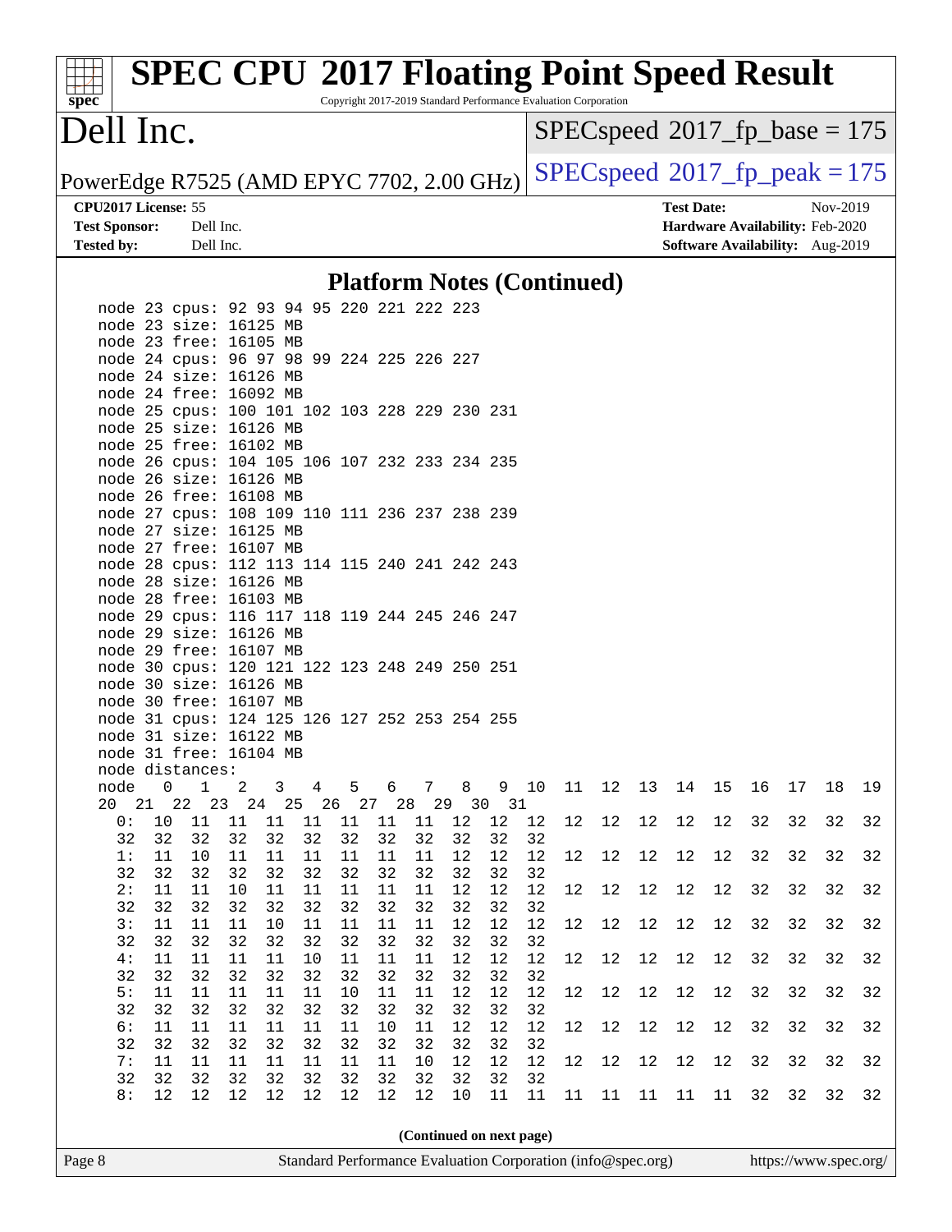## Platform Notes (Continued)

```
node 23 cpus: 92 93 94 95 220 221 222 223
node 23 size: 16125 MB
node 23 free: 16105 MB
node 24 cpus: 96 97 98 99 224 225 226 227
node 24 size: 16126 MB
node 24 free: 16092 MB
node 25 cpus: 100 101 102 103 228 229 230 231
node 25 size: 16126 MB
node 25 free: 16102 MB
node 26 cpus: 104 105 106 107 232 233 234 235
node 26 size: 16126 MB
node 26 free: 16108 MB
node 27 cpus: 108 109 110 111 236 237 238 239
node 27 size: 16125 MB
node 27 free: 16107 MB
node 28 cpus: 112 113 114 115 240 241 242 243
node 28 size: 16126 MB
node 28 free: 16103 MB
node 29 cpus: 116 117 118 119 244 245 246 247
node 29 size: 16126 MB
node 29 free: 16107 MB
node 30 cpus: 120 121 122 123 248 249 250 251
node 30 size: 16126 MB
node 30 free: 16107 MB
node 31 cpus: 124 125 126 127 252 253 254 255
node 31 size: 16122 MB
node 31 free: 16104 MB
node distances:
node   0   1   2   3   4   5   6   7   8   9  10  11  12  13  14  15  16  17  18  19
20  21  22  23  24  25  26  27  28  29  30  31
  0:  10  11  11  11  11  11  11  11  12  12  12  12  12  12  12  12  32  32  32  32
  32  32  32  32  32  32  32  32  32  32  32  32
  1:  11  10  11  11  11  11  11  11  12  12  12  12  12  12  12  12  32  32  32  32
  32  32  32  32  32  32  32  32  32  32  32  32
  2:  11  11  10  11  11  11  11  11  12  12  12  12  12  12  12  12  32  32  32  32
  32  32  32  32  32  32  32  32  32  32  32  32
  3:  11  11  11  10  11  11  11  11  12  12  12  12  12  12  12  12  32  32  32  32
  32  32  32  32  32  32  32  32  32  32  32  32
  4:  11  11  11  11  10  11  11  11  12  12  12  12  12  12  12  12  32  32  32  32
  32  32  32  32  32  32  32  32  32  32  32  32
  5:  11  11  11  11  11  10  11  11  12  12  12  12  12  12  12  12  32  32  32  32
  32  32  32  32  32  32  32  32  32  32  32  32
  6:  11  11  11  11  11  11  10  11  12  12  12  12  12  12  12  12  32  32  32  32
  32  32  32  32  32  32  32  32  32  32  32  32
  7:  11  11  11  11  11  11  11  10  12  12  12  12  12  12  12  12  32  32  32  32
  32  32  32  32  32  32  32  32  32  32  32  32
  8:  12  12  12  12  12  12  12  12  10  11  11  11  11  11  11  11  32  32  32  32
```

(Continued on next page)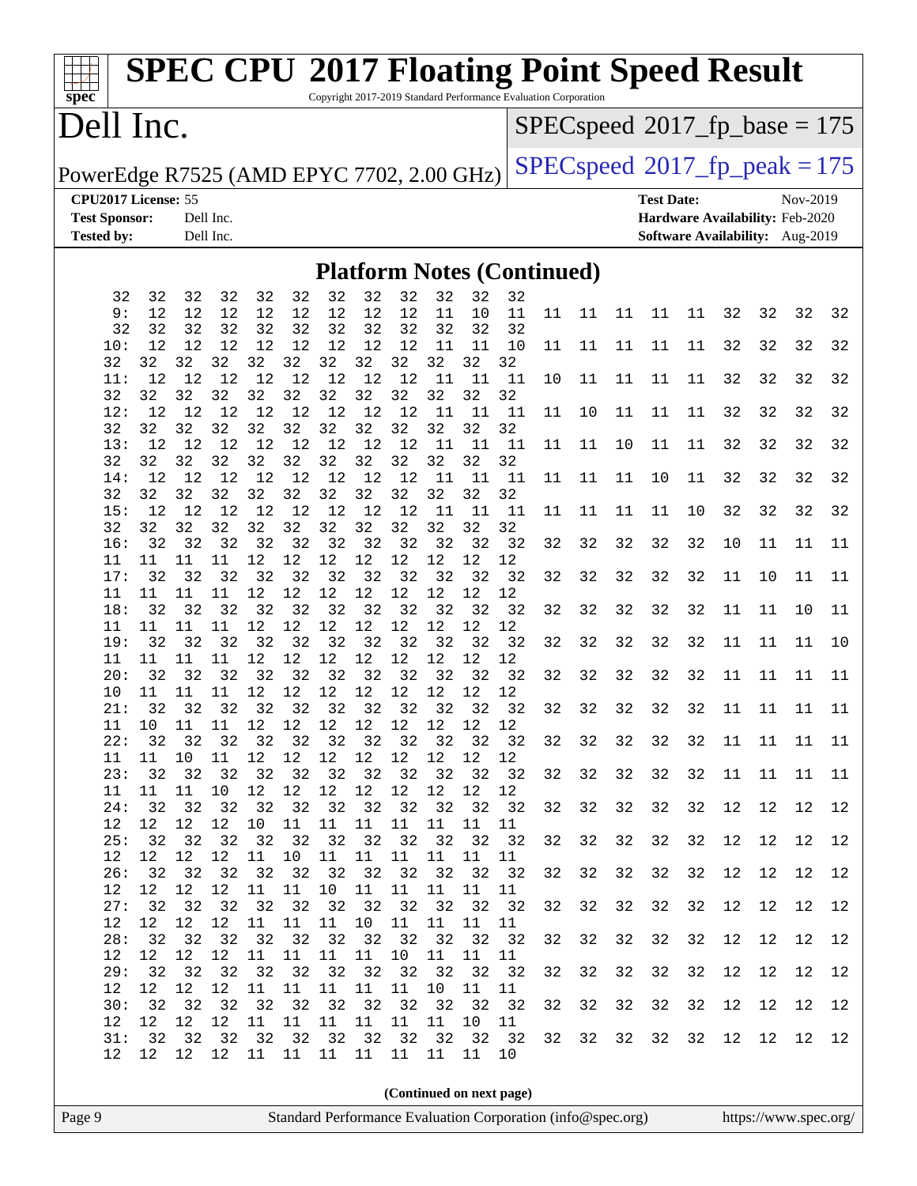## Platform Notes (Continued)

```
  32  32  32  32  32  32  32  32  32  32  32  32
   9:  12  12  12  12  12  12  12  12  12  11  10  11  11  11  11  11  11  32  32  32  32
  32  32  32  32  32  32  32  32  32  32  32  32
  10:  12  12  12  12  12  12  12  12  11  11  10  11  11  11  11  11  32  32  32  32
  32  32  32  32  32  32  32  32  32  32  32  32
  11:  12  12  12  12  12  12  12  12  11  11  11  10  11  11  11  11  32  32  32  32
  32  32  32  32  32  32  32  32  32  32  32  32
  12:  12  12  12  12  12  12  12  12  11  11  11  11  10  11  11  11  32  32  32  32
  32  32  32  32  32  32  32  32  32  32  32  32
  13:  12  12  12  12  12  12  12  12  11  11  11  11  11  10  11  11  32  32  32  32
  32  32  32  32  32  32  32  32  32  32  32  32
  14:  12  12  12  12  12  12  12  12  11  11  11  11  11  11  10  11  32  32  32  32
  32  32  32  32  32  32  32  32  32  32  32  32
  15:  12  12  12  12  12  12  12  12  11  11  11  11  11  11  11  10  32  32  32  32
  32  32  32  32  32  32  32  32  32  32  32  32
  16:  32  32  32  32  32  32  32  32  32  32  32  32  32  32  32  32  10  11  11  11
  11  11  11  11  12  12  12  12  12  12  12  12
  17:  32  32  32  32  32  32  32  32  32  32  32  32  32  32  32  32  11  10  11  11
  11  11  11  11  12  12  12  12  12  12  12  12
  18:  32  32  32  32  32  32  32  32  32  32  32  32  32  32  32  32  11  11  10  11
  11  11  11  11  12  12  12  12  12  12  12  12
  19:  32  32  32  32  32  32  32  32  32  32  32  32  32  32  32  32  11  11  11  10
  11  11  11  11  12  12  12  12  12  12  12  12
  20:  32  32  32  32  32  32  32  32  32  32  32  32  32  32  32  32  11  11  11  11
  10  11  11  11  12  12  12  12  12  12  12  12
  21:  32  32  32  32  32  32  32  32  32  32  32  32  32  32  32  32  11  11  11  11
  11  10  11  11  12  12  12  12  12  12  12  12
  22:  32  32  32  32  32  32  32  32  32  32  32  32  32  32  32  32  11  11  11  11
  11  11  10  11  12  12  12  12  12  12  12  12
  23:  32  32  32  32  32  32  32  32  32  32  32  32  32  32  32  32  11  11  11  11
  11  11  11  10  12  12  12  12  12  12  12  12
  24:  32  32  32  32  32  32  32  32  32  32  32  32  32  32  32  32  12  12  12  12
  12  12  12  12  10  11  11  11  11  11  11  11
  25:  32  32  32  32  32  32  32  32  32  32  32  32  32  32  32  32  12  12  12  12
  12  12  12  12  11  10  11  11  11  11  11  11
  26:  32  32  32  32  32  32  32  32  32  32  32  32  32  32  32  32  12  12  12  12
  12  12  12  12  11  11  10  11  11  11  11  11
  27:  32  32  32  32  32  32  32  32  32  32  32  32  32  32  32  32  12  12  12  12
  12  12  12  12  11  11  11  10  11  11  11  11
  28:  32  32  32  32  32  32  32  32  32  32  32  32  32  32  32  32  12  12  12  12
  12  12  12  12  11  11  11  11  10  11  11  11
  29:  32  32  32  32  32  32  32  32  32  32  32  32  32  32  32  32  12  12  12  12
  12  12  12  12  11  11  11  11  11  10  11  11
  30:  32  32  32  32  32  32  32  32  32  32  32  32  32  32  32  32  12  12  12  12
  12  12  12  12  11  11  11  11  11  11  10  11
  31:  32  32  32  32  32  32  32  32  32  32  32  32  32  32  32  32  12  12  12  12
  12  12  12  12  11  11  11  11  11  11  11  10
```

(Continued on next page)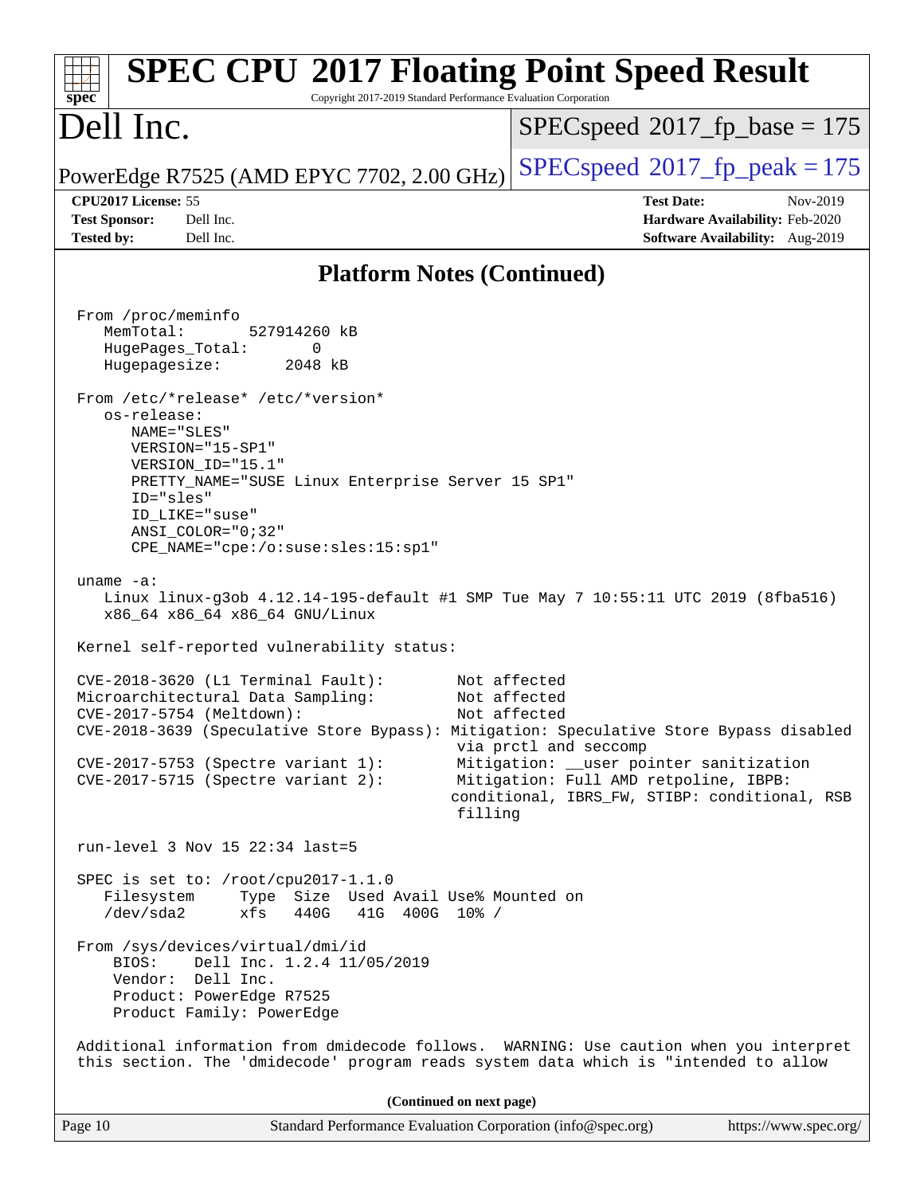## Platform Notes (Continued)

```
From /proc/meminfo
   MemTotal:       527914260 kB
   HugePages_Total:       0
   Hugepagesize:       2048 kB

From /etc/*release* /etc/*version*
   os-release:
      NAME="SLES"
      VERSION="15-SP1"
      VERSION_ID="15.1"
      PRETTY_NAME="SUSE Linux Enterprise Server 15 SP1"
      ID="sles"
      ID_LIKE="suse"
      ANSI_COLOR="0;32"
      CPE_NAME="cpe:/o:suse:sles:15:sp1"

uname -a:
   Linux linux-g3ob 4.12.14-195-default #1 SMP Tue May 7 10:55:11 UTC 2019 (8fba516)
   x86_64 x86_64 x86_64 GNU/Linux

Kernel self-reported vulnerability status:

CVE-2018-3620 (L1 Terminal Fault):        Not affected
Microarchitectural Data Sampling:         Not affected
CVE-2017-5754 (Meltdown):                 Not affected
CVE-2018-3639 (Speculative Store Bypass): Mitigation: Speculative Store Bypass disabled
                                           via prctl and seccomp
CVE-2017-5753 (Spectre variant 1):        Mitigation: __user pointer sanitization
CVE-2017-5715 (Spectre variant 2):        Mitigation: Full AMD retpoline, IBPB:
                                          conditional, IBRS_FW, STIBP: conditional, RSB
                                           filling

run-level 3 Nov 15 22:34 last=5

SPEC is set to: /root/cpu2017-1.1.0
   Filesystem     Type  Size  Used Avail Use% Mounted on
   /dev/sda2      xfs   440G   41G  400G  10% /

From /sys/devices/virtual/dmi/id
    BIOS:    Dell Inc. 1.2.4 11/05/2019
    Vendor:  Dell Inc.
    Product: PowerEdge R7525
    Product Family: PowerEdge

Additional information from dmidecode follows.  WARNING: Use caution when you interpret
this section. The 'dmidecode' program reads system data which is "intended to allow
```

(Continued on next page)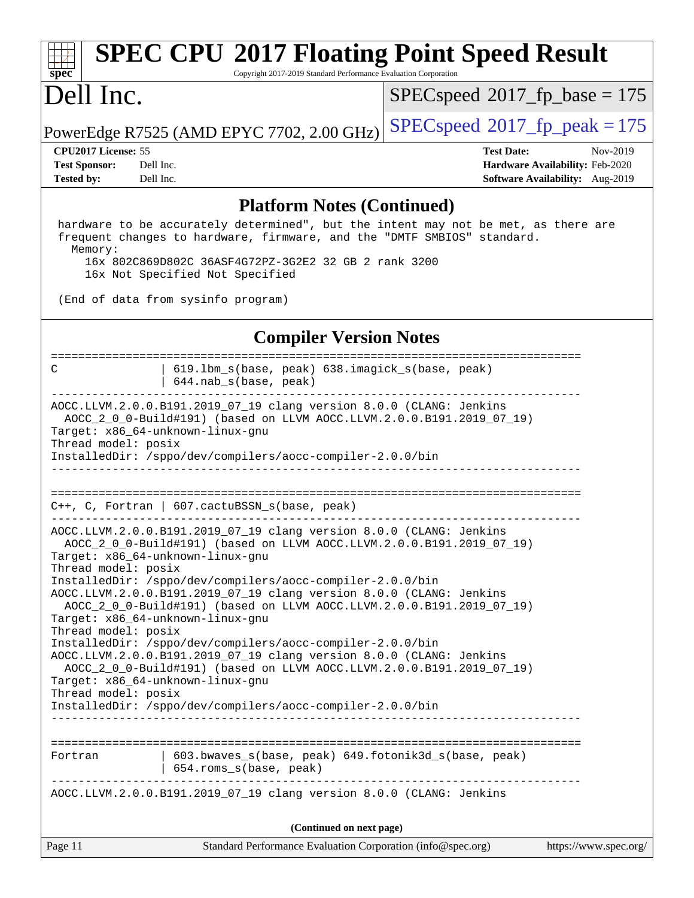## Platform Notes (Continued)

```
hardware to be accurately determined", but the intent may not be met, as there are
frequent changes to hardware, firmware, and the "DMTF SMBIOS" standard.
  Memory:
    16x 802C869D802C 36ASF4G72PZ-3G2E2 32 GB 2 rank 3200
    16x Not Specified Not Specified

(End of data from sysinfo program)
```

## Compiler Version Notes

```
==============================================================================
C               | 619.lbm_s(base, peak) 638.imagick_s(base, peak)
                | 644.nab_s(base, peak)
------------------------------------------------------------------------------
AOCC.LLVM.2.0.0.B191.2019_07_19 clang version 8.0.0 (CLANG: Jenkins
  AOCC_2_0_0-Build#191) (based on LLVM AOCC.LLVM.2.0.0.B191.2019_07_19)
Target: x86_64-unknown-linux-gnu
Thread model: posix
InstalledDir: /sppo/dev/compilers/aocc-compiler-2.0.0/bin
------------------------------------------------------------------------------

==============================================================================
C++, C, Fortran | 607.cactuBSSN_s(base, peak)
------------------------------------------------------------------------------
AOCC.LLVM.2.0.0.B191.2019_07_19 clang version 8.0.0 (CLANG: Jenkins
  AOCC_2_0_0-Build#191) (based on LLVM AOCC.LLVM.2.0.0.B191.2019_07_19)
Target: x86_64-unknown-linux-gnu
Thread model: posix
InstalledDir: /sppo/dev/compilers/aocc-compiler-2.0.0/bin
AOCC.LLVM.2.0.0.B191.2019_07_19 clang version 8.0.0 (CLANG: Jenkins
  AOCC_2_0_0-Build#191) (based on LLVM AOCC.LLVM.2.0.0.B191.2019_07_19)
Target: x86_64-unknown-linux-gnu
Thread model: posix
InstalledDir: /sppo/dev/compilers/aocc-compiler-2.0.0/bin
AOCC.LLVM.2.0.0.B191.2019_07_19 clang version 8.0.0 (CLANG: Jenkins
  AOCC_2_0_0-Build#191) (based on LLVM AOCC.LLVM.2.0.0.B191.2019_07_19)
Target: x86_64-unknown-linux-gnu
Thread model: posix
InstalledDir: /sppo/dev/compilers/aocc-compiler-2.0.0/bin
------------------------------------------------------------------------------

==============================================================================
Fortran         | 603.bwaves_s(base, peak) 649.fotonik3d_s(base, peak)
                | 654.roms_s(base, peak)
------------------------------------------------------------------------------
AOCC.LLVM.2.0.0.B191.2019_07_19 clang version 8.0.0 (CLANG: Jenkins
```

(Continued on next page)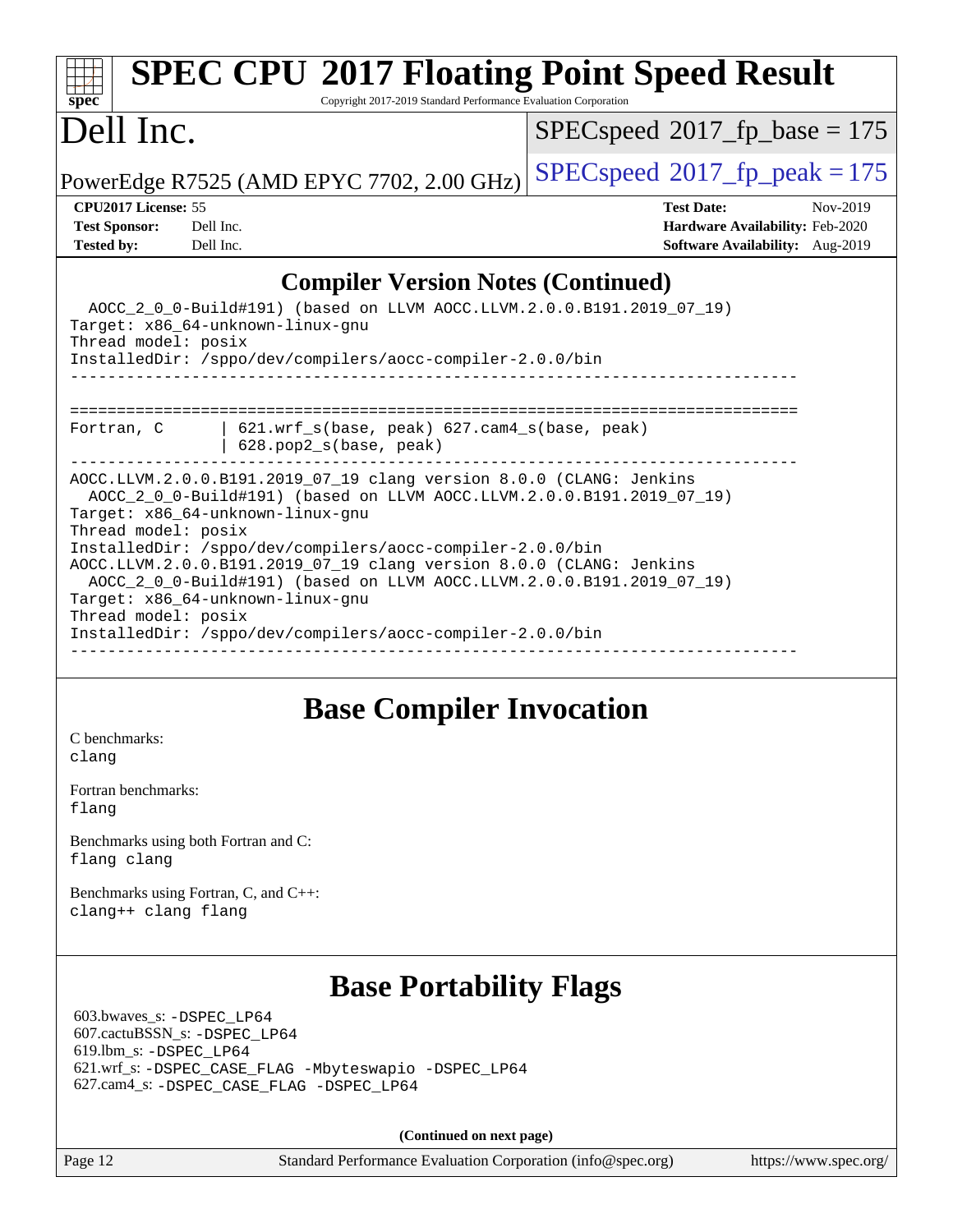## Compiler Version Notes (Continued)

```
  AOCC_2_0_0-Build#191) (based on LLVM AOCC.LLVM.2.0.0.B191.2019_07_19)
Target: x86_64-unknown-linux-gnu
Thread model: posix
InstalledDir: /sppo/dev/compilers/aocc-compiler-2.0.0/bin
------------------------------------------------------------------------------

==============================================================================
Fortran, C      | 621.wrf_s(base, peak) 627.cam4_s(base, peak)
                | 628.pop2_s(base, peak)
------------------------------------------------------------------------------
AOCC.LLVM.2.0.0.B191.2019_07_19 clang version 8.0.0 (CLANG: Jenkins
  AOCC_2_0_0-Build#191) (based on LLVM AOCC.LLVM.2.0.0.B191.2019_07_19)
Target: x86_64-unknown-linux-gnu
Thread model: posix
InstalledDir: /sppo/dev/compilers/aocc-compiler-2.0.0/bin
AOCC.LLVM.2.0.0.B191.2019_07_19 clang version 8.0.0 (CLANG: Jenkins
  AOCC_2_0_0-Build#191) (based on LLVM AOCC.LLVM.2.0.0.B191.2019_07_19)
Target: x86_64-unknown-linux-gnu
Thread model: posix
InstalledDir: /sppo/dev/compilers/aocc-compiler-2.0.0/bin
------------------------------------------------------------------------------
```

## Base Compiler Invocation

C benchmarks:
clang

Fortran benchmarks:
flang

Benchmarks using both Fortran and C:
flang clang

Benchmarks using Fortran, C, and C++:
clang++ clang flang

## Base Portability Flags

603.bwaves_s: -DSPEC_LP64
607.cactuBSSN_s: -DSPEC_LP64
619.lbm_s: -DSPEC_LP64
621.wrf_s: -DSPEC_CASE_FLAG -Mbyteswapio -DSPEC_LP64
627.cam4_s: -DSPEC_CASE_FLAG -DSPEC_LP64

**(Continued on next page)**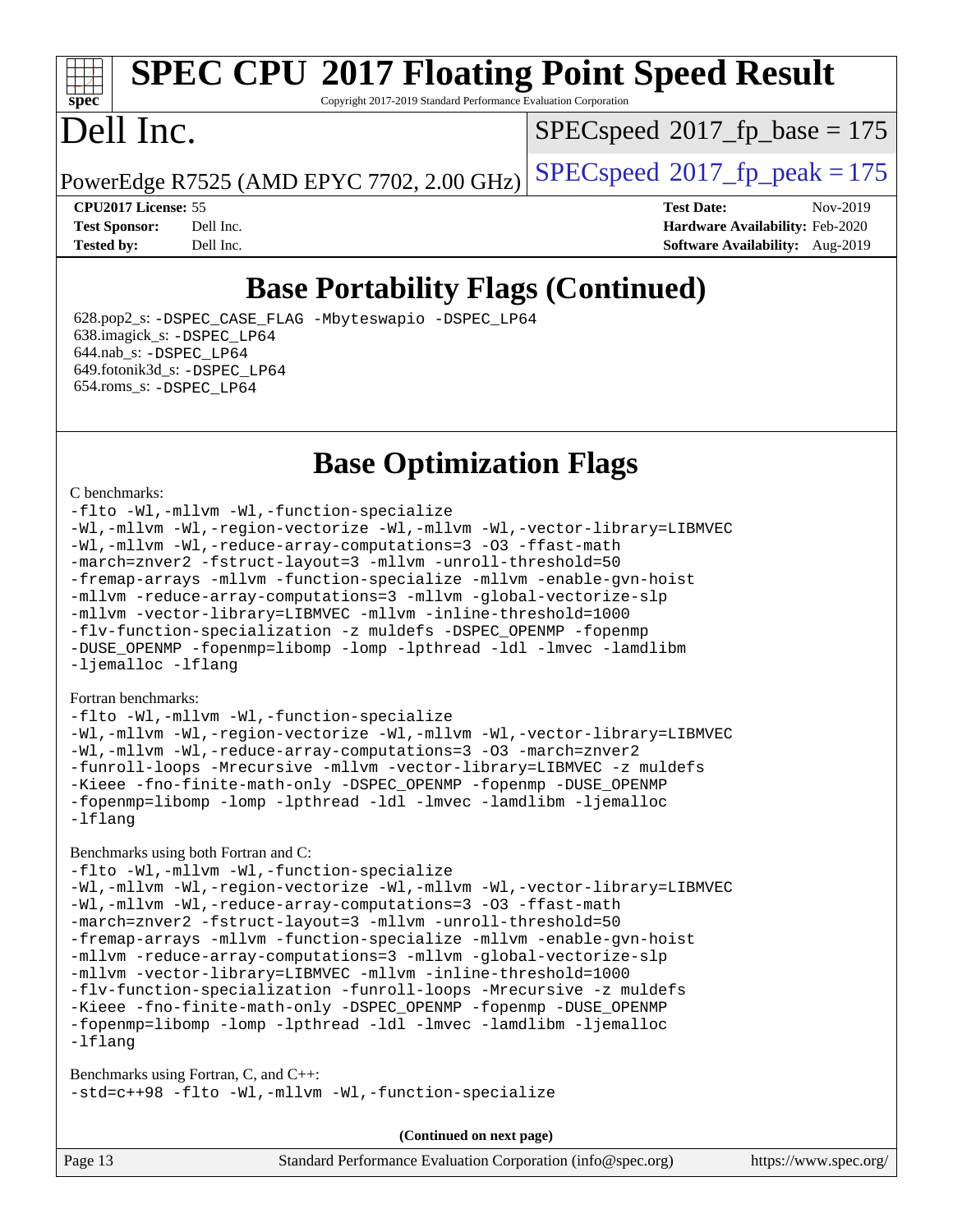# Base Portability Flags (Continued)

628.pop2_s: -DSPEC_CASE_FLAG -Mbyteswapio -DSPEC_LP64
638.imagick_s: -DSPEC_LP64
644.nab_s: -DSPEC_LP64
649.fotonik3d_s: -DSPEC_LP64
654.roms_s: -DSPEC_LP64

# Base Optimization Flags

C benchmarks:

```
-flto -Wl,-mllvm -Wl,-function-specialize
-Wl,-mllvm -Wl,-region-vectorize -Wl,-mllvm -Wl,-vector-library=LIBMVEC
-Wl,-mllvm -Wl,-reduce-array-computations=3 -O3 -ffast-math
-march=znver2 -fstruct-layout=3 -mllvm -unroll-threshold=50
-fremap-arrays -mllvm -function-specialize -mllvm -enable-gvn-hoist
-mllvm -reduce-array-computations=3 -mllvm -global-vectorize-slp
-mllvm -vector-library=LIBMVEC -mllvm -inline-threshold=1000
-flv-function-specialization -z muldefs -DSPEC_OPENMP -fopenmp
-DUSE_OPENMP -fopenmp=libomp -lomp -lpthread -ldl -lmvec -lamdlibm
-ljemalloc -lflang
```

Fortran benchmarks:

```
-flto -Wl,-mllvm -Wl,-function-specialize
-Wl,-mllvm -Wl,-region-vectorize -Wl,-mllvm -Wl,-vector-library=LIBMVEC
-Wl,-mllvm -Wl,-reduce-array-computations=3 -O3 -march=znver2
-funroll-loops -Mrecursive -mllvm -vector-library=LIBMVEC -z muldefs
-Kieee -fno-finite-math-only -DSPEC_OPENMP -fopenmp -DUSE_OPENMP
-fopenmp=libomp -lomp -lpthread -ldl -lmvec -lamdlibm -ljemalloc
-lflang
```

Benchmarks using both Fortran and C:

```
-flto -Wl,-mllvm -Wl,-function-specialize
-Wl,-mllvm -Wl,-region-vectorize -Wl,-mllvm -Wl,-vector-library=LIBMVEC
-Wl,-mllvm -Wl,-reduce-array-computations=3 -O3 -ffast-math
-march=znver2 -fstruct-layout=3 -mllvm -unroll-threshold=50
-fremap-arrays -mllvm -function-specialize -mllvm -enable-gvn-hoist
-mllvm -reduce-array-computations=3 -mllvm -global-vectorize-slp
-mllvm -vector-library=LIBMVEC -mllvm -inline-threshold=1000
-flv-function-specialization -funroll-loops -Mrecursive -z muldefs
-Kieee -fno-finite-math-only -DSPEC_OPENMP -fopenmp -DUSE_OPENMP
-fopenmp=libomp -lomp -lpthread -ldl -lmvec -lamdlibm -ljemalloc
-lflang
```

Benchmarks using Fortran, C, and C++:

```
-std=c++98 -flto -Wl,-mllvm -Wl,-function-specialize
```

**(Continued on next page)**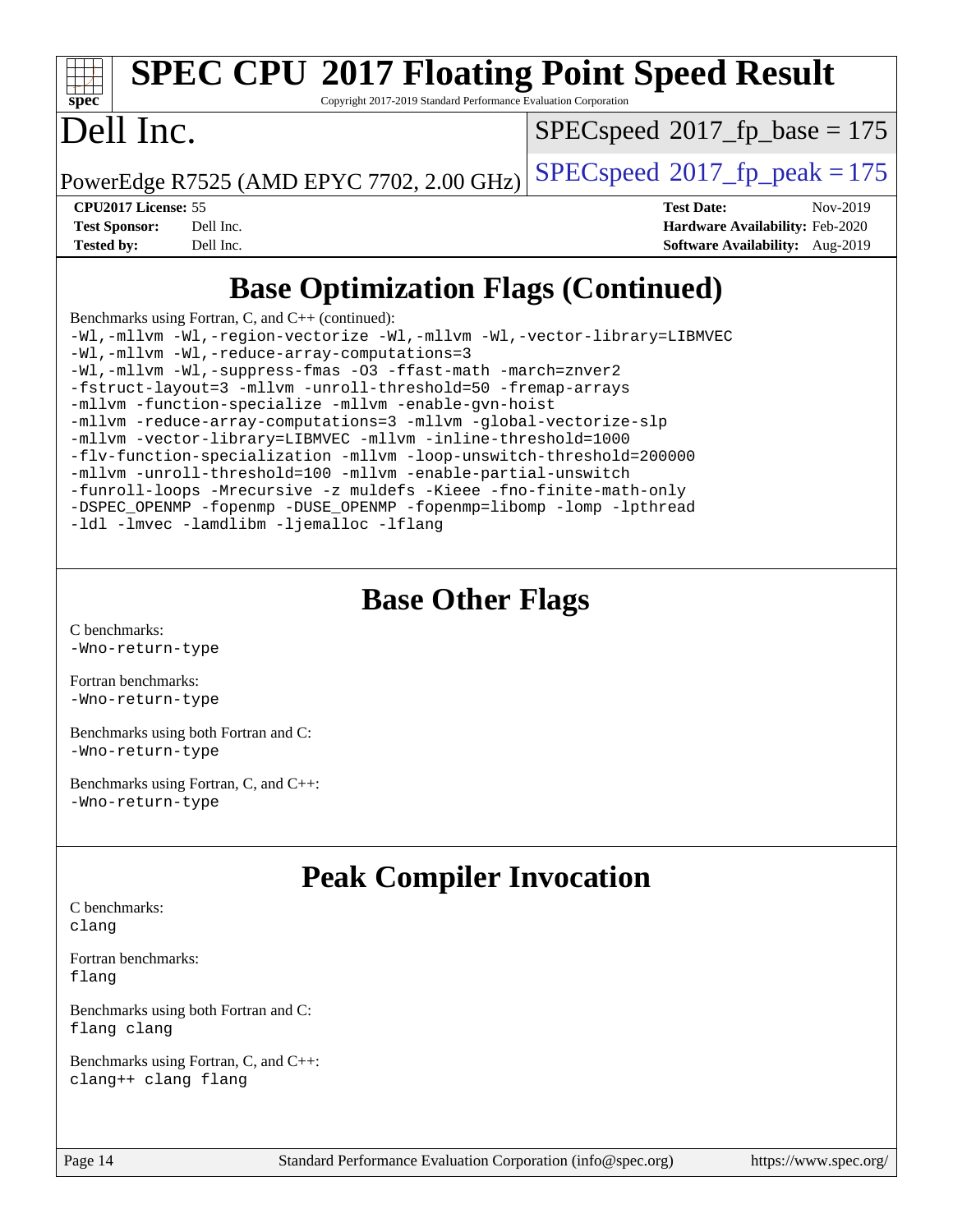# SPEC CPU 2017 Floating Point Speed Result

Copyright 2017-2019 Standard Performance Evaluation Corporation

# Dell Inc.

PowerEdge R7525 (AMD EPYC 7702, 2.00 GHz)

SPECspeed 2017_fp_base = 175

SPECspeed 2017_fp_peak = 175

**CPU2017 License:** 55
**Test Sponsor:** Dell Inc.
**Tested by:** Dell Inc.

**Test Date:** Nov-2019
**Hardware Availability:** Feb-2020
**Software Availability:** Aug-2019

## Base Optimization Flags (Continued)

Benchmarks using Fortran, C, and C++ (continued):

```
-Wl,-mllvm -Wl,-region-vectorize -Wl,-mllvm -Wl,-vector-library=LIBMVEC
-Wl,-mllvm -Wl,-reduce-array-computations=3
-Wl,-mllvm -Wl,-suppress-fmas -O3 -ffast-math -march=znver2
-fstruct-layout=3 -mllvm -unroll-threshold=50 -fremap-arrays
-mllvm -function-specialize -mllvm -enable-gvn-hoist
-mllvm -reduce-array-computations=3 -mllvm -global-vectorize-slp
-mllvm -vector-library=LIBMVEC -mllvm -inline-threshold=1000
-flv-function-specialization -mllvm -loop-unswitch-threshold=200000
-mllvm -unroll-threshold=100 -mllvm -enable-partial-unswitch
-funroll-loops -Mrecursive -z muldefs -Kieee -fno-finite-math-only
-DSPEC_OPENMP -fopenmp -DUSE_OPENMP -fopenmp=libomp -lomp -lpthread
-ldl -lmvec -lamdlibm -ljemalloc -lflang
```

## Base Other Flags

C benchmarks:
```
-Wno-return-type
```

Fortran benchmarks:
```
-Wno-return-type
```

Benchmarks using both Fortran and C:
```
-Wno-return-type
```

Benchmarks using Fortran, C, and C++:
```
-Wno-return-type
```

## Peak Compiler Invocation

C benchmarks:
```
clang
```

Fortran benchmarks:
```
flang
```

Benchmarks using both Fortran and C:
```
flang clang
```

Benchmarks using Fortran, C, and C++:
```
clang++ clang flang
```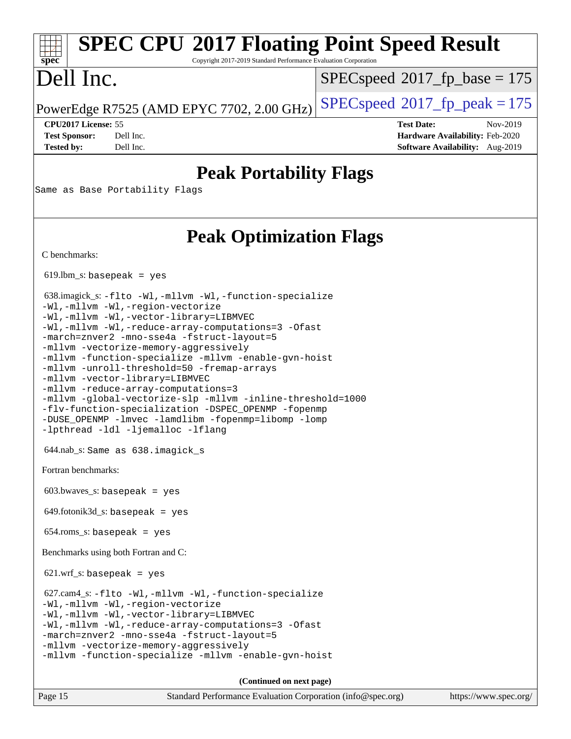# SPEC CPU 2017 Floating Point Speed Result

Copyright 2017-2019 Standard Performance Evaluation Corporation

# Dell Inc.

PowerEdge R7525 (AMD EPYC 7702, 2.00 GHz)

SPECspeed 2017_fp_base = 175

SPECspeed 2017_fp_peak = 175

**CPU2017 License:** 55
**Test Sponsor:** Dell Inc.
**Tested by:** Dell Inc.

**Test Date:** Nov-2019
**Hardware Availability:** Feb-2020
**Software Availability:** Aug-2019

## Peak Portability Flags

Same as Base Portability Flags

## Peak Optimization Flags

C benchmarks:

619.lbm_s: basepeak = yes

638.imagick_s: -flto -Wl,-mllvm -Wl,-function-specialize -Wl,-mllvm -Wl,-region-vectorize -Wl,-mllvm -Wl,-vector-library=LIBMVEC -Wl,-mllvm -Wl,-reduce-array-computations=3 -Ofast -march=znver2 -mno-sse4a -fstruct-layout=5 -mllvm -vectorize-memory-aggressively -mllvm -function-specialize -mllvm -enable-gvn-hoist -mllvm -unroll-threshold=50 -fremap-arrays -mllvm -vector-library=LIBMVEC -mllvm -reduce-array-computations=3 -mllvm -global-vectorize-slp -mllvm -inline-threshold=1000 -flv-function-specialization -DSPEC_OPENMP -fopenmp -DUSE_OPENMP -lmvec -lamdlibm -fopenmp=libomp -lomp -lpthread -ldl -ljemalloc -lflang

644.nab_s: Same as 638.imagick_s

Fortran benchmarks:

603.bwaves_s: basepeak = yes

649.fotonik3d_s: basepeak = yes

654.roms_s: basepeak = yes

Benchmarks using both Fortran and C:

621.wrf_s: basepeak = yes

627.cam4_s: -flto -Wl,-mllvm -Wl,-function-specialize -Wl,-mllvm -Wl,-region-vectorize -Wl,-mllvm -Wl,-vector-library=LIBMVEC -Wl,-mllvm -Wl,-reduce-array-computations=3 -Ofast -march=znver2 -mno-sse4a -fstruct-layout=5 -mllvm -vectorize-memory-aggressively -mllvm -function-specialize -mllvm -enable-gvn-hoist

**(Continued on next page)**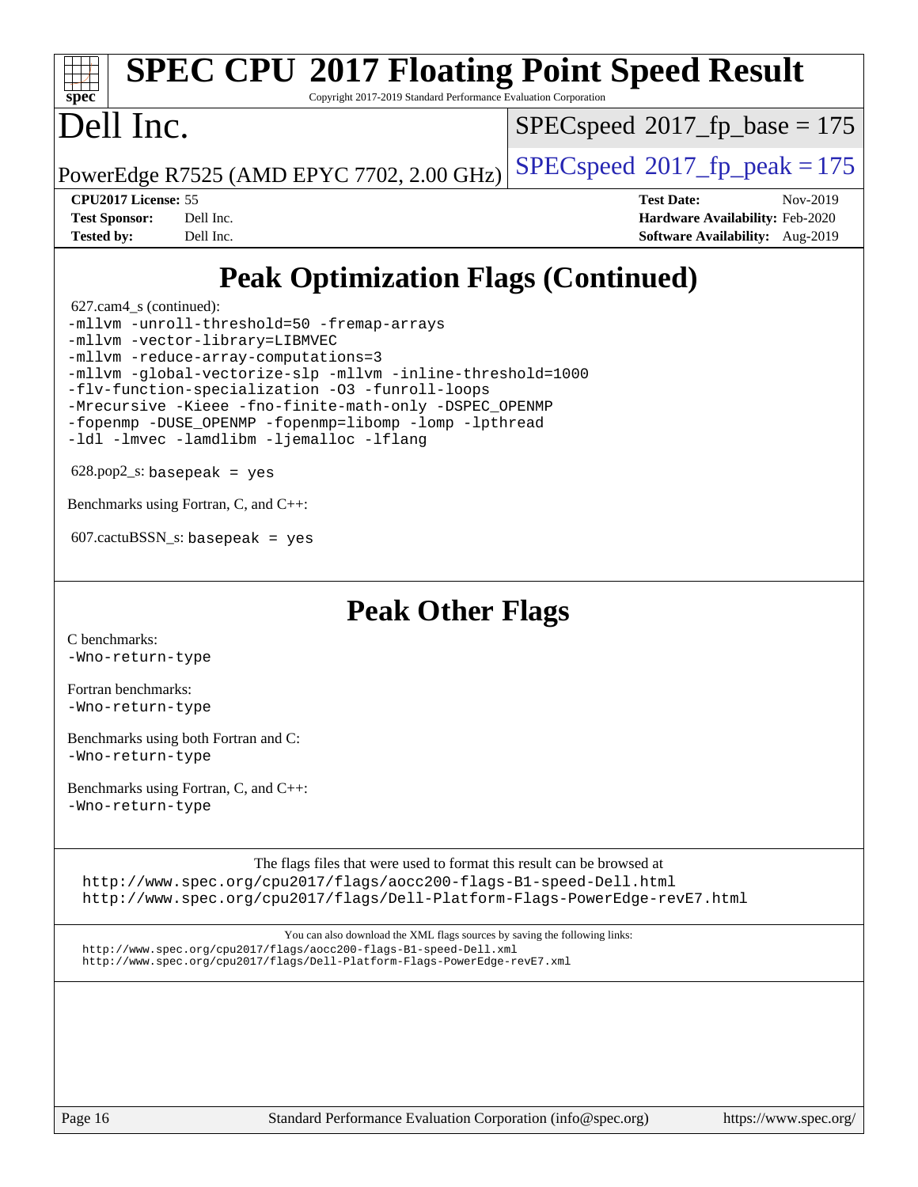# SPEC CPU 2017 Floating Point Speed Result

Copyright 2017-2019 Standard Performance Evaluation Corporation

# Dell Inc.

PowerEdge R7525 (AMD EPYC 7702, 2.00 GHz)

SPECspeed 2017_fp_base = 175

SPECspeed 2017_fp_peak = 175

| | | | |
|---|---|---|---|
| **CPU2017 License:** | 55 | **Test Date:** | Nov-2019 |
| **Test Sponsor:** | Dell Inc. | **Hardware Availability:** | Feb-2020 |
| **Tested by:** | Dell Inc. | **Software Availability:** | Aug-2019 |

## Peak Optimization Flags (Continued)

627.cam4_s (continued):

```
-mllvm -unroll-threshold=50 -fremap-arrays
-mllvm -vector-library=LIBMVEC
-mllvm -reduce-array-computations=3
-mllvm -global-vectorize-slp -mllvm -inline-threshold=1000
-flv-function-specialization -O3 -funroll-loops
-Mrecursive -Kieee -fno-finite-math-only -DSPEC_OPENMP
-fopenmp -DUSE_OPENMP -fopenmp=libomp -lomp -lpthread
-ldl -lmvec -lamdlibm -ljemalloc -lflang
```

628.pop2_s: `basepeak = yes`

Benchmarks using Fortran, C, and C++:

607.cactuBSSN_s: `basepeak = yes`

## Peak Other Flags

C benchmarks:
`-Wno-return-type`

Fortran benchmarks:
`-Wno-return-type`

Benchmarks using both Fortran and C:
`-Wno-return-type`

Benchmarks using Fortran, C, and C++:
`-Wno-return-type`

The flags files that were used to format this result can be browsed at
http://www.spec.org/cpu2017/flags/aocc200-flags-B1-speed-Dell.html
http://www.spec.org/cpu2017/flags/Dell-Platform-Flags-PowerEdge-revE7.html

You can also download the XML flags sources by saving the following links:
http://www.spec.org/cpu2017/flags/aocc200-flags-B1-speed-Dell.xml
http://www.spec.org/cpu2017/flags/Dell-Platform-Flags-PowerEdge-revE7.xml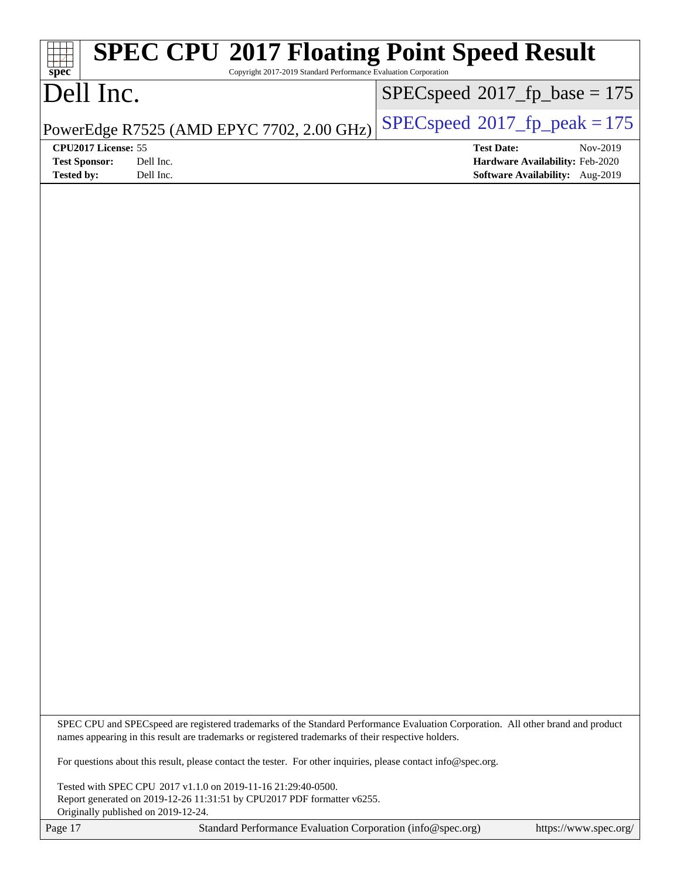SPEC CPU and SPECspeed are registered trademarks of the Standard Performance Evaluation Corporation. All other brand and product names appearing in this result are trademarks or registered trademarks of their respective holders.

For questions about this result, please contact the tester. For other inquiries, please contact info@spec.org.

Tested with SPEC CPU 2017 v1.1.0 on 2019-11-16 21:29:40-0500.
Report generated on 2019-12-26 11:31:51 by CPU2017 PDF formatter v6255.
Originally published on 2019-12-24.